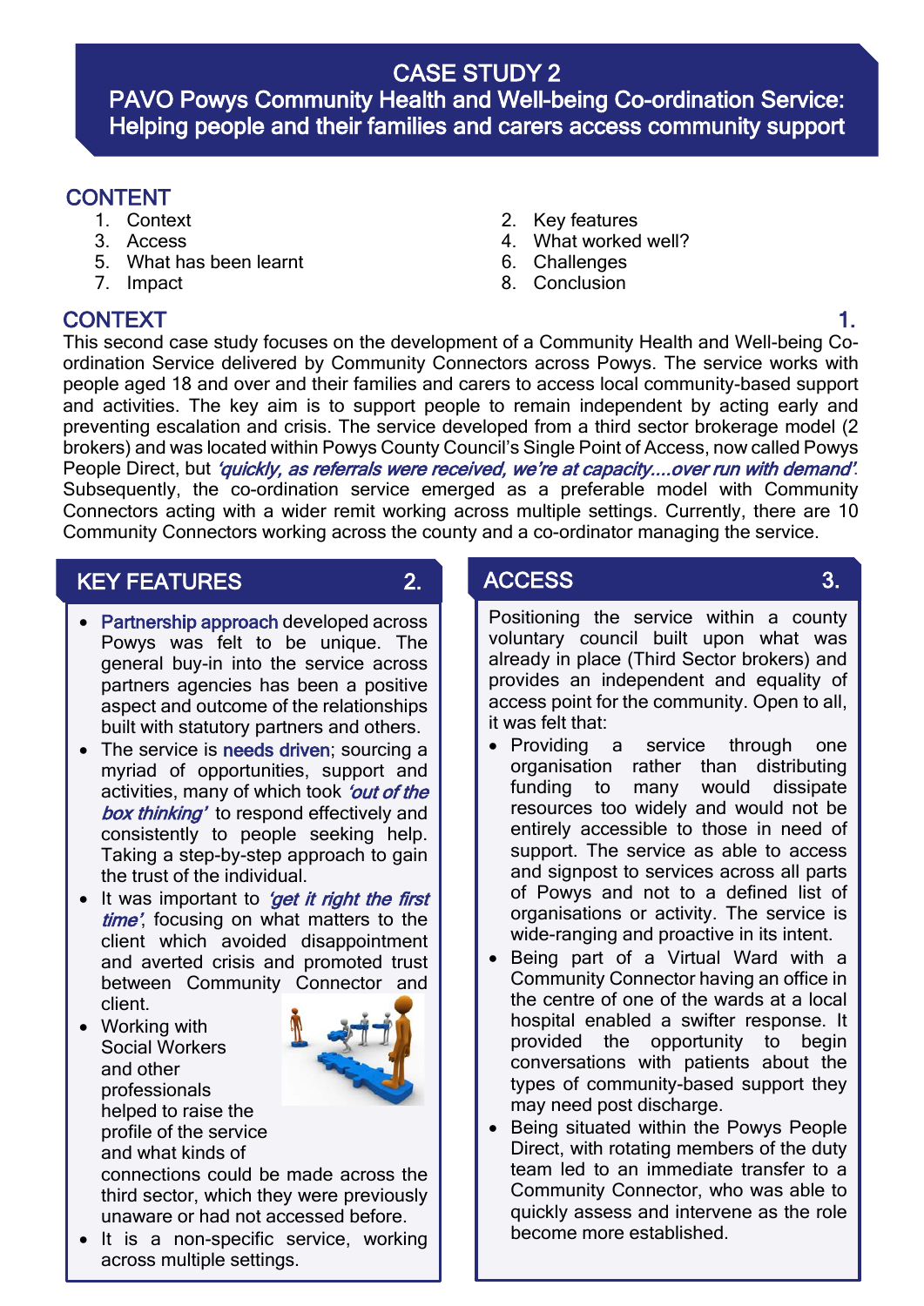# CASE STUDY 2

# PAVO Powys Community Health and Well-being Co-ordination Service: Helping people and their families and carers access community support

## CONTENT

1. Context
2. Key features
3. Access
4. What worked well?
5. What has been learnt
6. Challenges
7. Impact
8. Conclusion

## CONTEXT 1.

This second case study focuses on the development of a Community Health and Well-being Co-ordination Service delivered by Community Connectors across Powys. The service works with people aged 18 and over and their families and carers to access local community-based support and activities. The key aim is to support people to remain independent by acting early and preventing escalation and crisis. The service developed from a third sector brokerage model (2 brokers) and was located within Powys County Council's Single Point of Access, now called Powys People Direct, but *'quickly, as referrals were received, we're at capacity....over run with demand'*. Subsequently, the co-ordination service emerged as a preferable model with Community Connectors acting with a wider remit working across multiple settings. Currently, there are 10 Community Connectors working across the county and a co-ordinator managing the service.

## KEY FEATURES 2.

- **Partnership approach** developed across Powys was felt to be unique. The general buy-in into the service across partners agencies has been a positive aspect and outcome of the relationships built with statutory partners and others.
- The service is **needs driven**; sourcing a myriad of opportunities, support and activities, many of which took *'out of the box thinking'* to respond effectively and consistently to people seeking help. Taking a step-by-step approach to gain the trust of the individual.
- It was important to *'get it right the first time'*, focusing on what matters to the client which avoided disappointment and averted crisis and promoted trust between Community Connector and client.
- Working with Social Workers and other professionals helped to raise the profile of the service and what kinds of connections could be made across the third sector, which they were previously unaware or had not accessed before.
- It is a non-specific service, working across multiple settings.

## ACCESS 3.

Positioning the service within a county voluntary council built upon what was already in place (Third Sector brokers) and provides an independent and equality of access point for the community. Open to all, it was felt that:

- Providing a service through one organisation rather than distributing funding to many would dissipate resources too widely and would not be entirely accessible to those in need of support. The service as able to access and signpost to services across all parts of Powys and not to a defined list of organisations or activity. The service is wide-ranging and proactive in its intent.
- Being part of a Virtual Ward with a Community Connector having an office in the centre of one of the wards at a local hospital enabled a swifter response. It provided the opportunity to begin conversations with patients about the types of community-based support they may need post discharge.
- Being situated within the Powys People Direct, with rotating members of the duty team led to an immediate transfer to a Community Connector, who was able to quickly assess and intervene as the role become more established.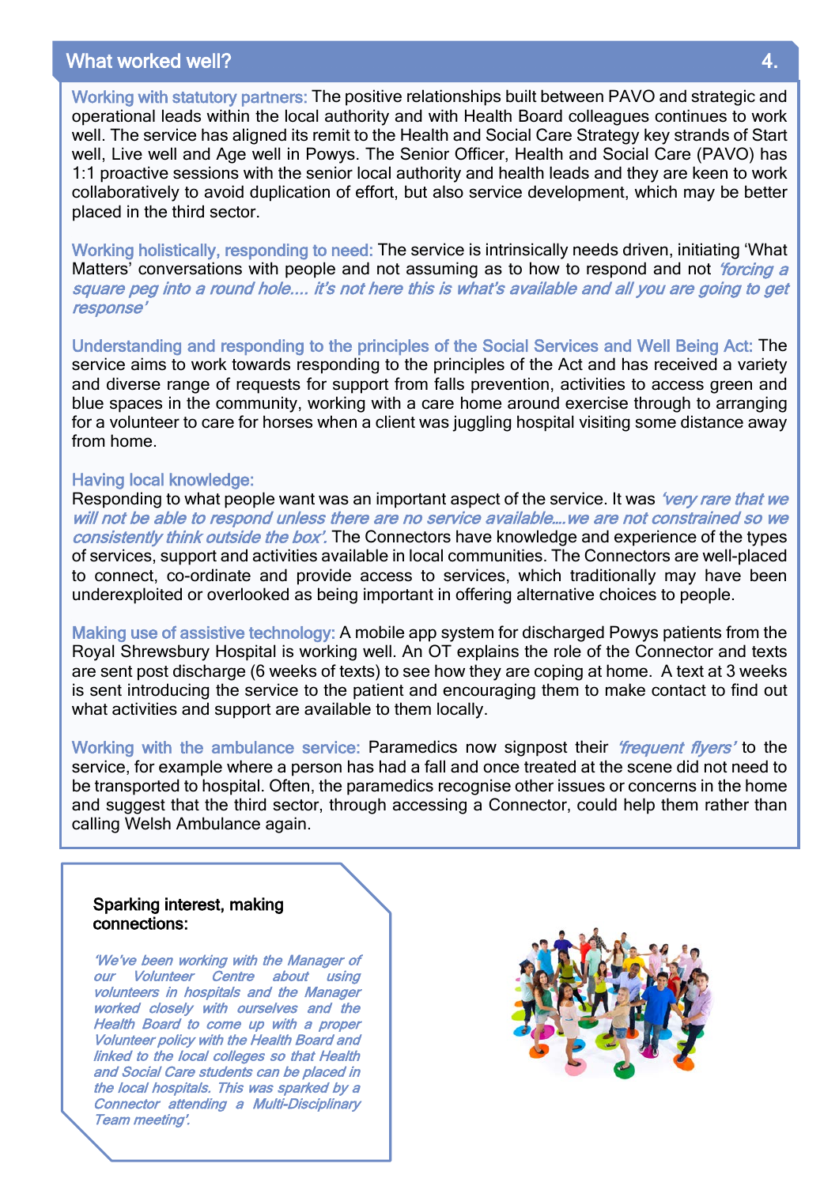## What worked well? 4.

**Working with statutory partners:** The positive relationships built between PAVO and strategic and operational leads within the local authority and with Health Board colleagues continues to work well. The service has aligned its remit to the Health and Social Care Strategy key strands of Start well, Live well and Age well in Powys. The Senior Officer, Health and Social Care (PAVO) has 1:1 proactive sessions with the senior local authority and health leads and they are keen to work collaboratively to avoid duplication of effort, but also service development, which may be better placed in the third sector.

**Working holistically, responding to need:** The service is intrinsically needs driven, initiating 'What Matters' conversations with people and not assuming as to how to respond and not *'forcing a square peg into a round hole.... it's not here this is what's available and all you are going to get response'*

**Understanding and responding to the principles of the Social Services and Well Being Act:** The service aims to work towards responding to the principles of the Act and has received a variety and diverse range of requests for support from falls prevention, activities to access green and blue spaces in the community, working with a care home around exercise through to arranging for a volunteer to care for horses when a client was juggling hospital visiting some distance away from home.

**Having local knowledge:**
Responding to what people want was an important aspect of the service. It was *'very rare that we will not be able to respond unless there are no service available....we are not constrained so we consistently think outside the box'.* The Connectors have knowledge and experience of the types of services, support and activities available in local communities. The Connectors are well-placed to connect, co-ordinate and provide access to services, which traditionally may have been underexploited or overlooked as being important in offering alternative choices to people.

**Making use of assistive technology:** A mobile app system for discharged Powys patients from the Royal Shrewsbury Hospital is working well. An OT explains the role of the Connector and texts are sent post discharge (6 weeks of texts) to see how they are coping at home. A text at 3 weeks is sent introducing the service to the patient and encouraging them to make contact to find out what activities and support are available to them locally.

**Working with the ambulance service:** Paramedics now signpost their *'frequent flyers'* to the service, for example where a person has had a fall and once treated at the scene did not need to be transported to hospital. Often, the paramedics recognise other issues or concerns in the home and suggest that the third sector, through accessing a Connector, could help them rather than calling Welsh Ambulance again.

**Sparking interest, making connections:**

*'We've been working with the Manager of our Volunteer Centre about using volunteers in hospitals and the Manager worked closely with ourselves and the Health Board to come up with a proper Volunteer policy with the Health Board and linked to the local colleges so that Health and Social Care students can be placed in the local hospitals. This was sparked by a Connector attending a Multi-Disciplinary Team meeting'.*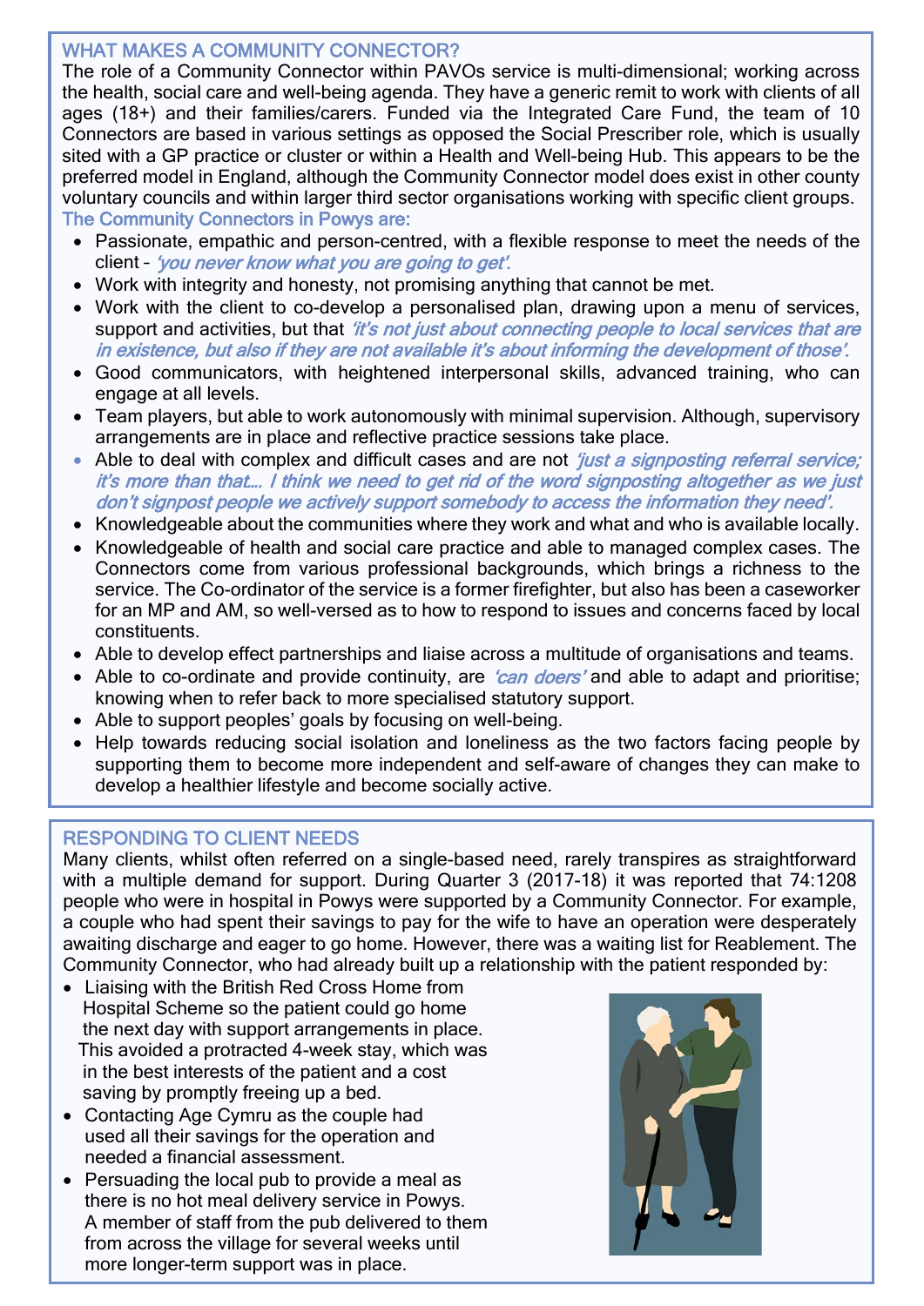## WHAT MAKES A COMMUNITY CONNECTOR?

The role of a Community Connector within PAVOs service is multi-dimensional; working across the health, social care and well-being agenda. They have a generic remit to work with clients of all ages (18+) and their families/carers. Funded via the Integrated Care Fund, the team of 10 Connectors are based in various settings as opposed the Social Prescriber role, which is usually sited with a GP practice or cluster or within a Health and Well-being Hub. This appears to be the preferred model in England, although the Community Connector model does exist in other county voluntary councils and within larger third sector organisations working with specific client groups.

### The Community Connectors in Powys are:

- Passionate, empathic and person-centred, with a flexible response to meet the needs of the client – *'you never know what you are going to get'*.
- Work with integrity and honesty, not promising anything that cannot be met.
- Work with the client to co-develop a personalised plan, drawing upon a menu of services, support and activities, but that *'it's not just about connecting people to local services that are in existence, but also if they are not available it's about informing the development of those'*.
- Good communicators, with heightened interpersonal skills, advanced training, who can engage at all levels.
- Team players, but able to work autonomously with minimal supervision. Although, supervisory arrangements are in place and reflective practice sessions take place.
- Able to deal with complex and difficult cases and are not *'just a signposting referral service; it's more than that…. I think we need to get rid of the word signposting altogether as we just don't signpost people we actively support somebody to access the information they need'*.
- Knowledgeable about the communities where they work and what and who is available locally.
- Knowledgeable of health and social care practice and able to managed complex cases. The Connectors come from various professional backgrounds, which brings a richness to the service. The Co-ordinator of the service is a former firefighter, but also has been a caseworker for an MP and AM, so well-versed as to how to respond to issues and concerns faced by local constituents.
- Able to develop effect partnerships and liaise across a multitude of organisations and teams.
- Able to co-ordinate and provide continuity, are *'can doers'* and able to adapt and prioritise; knowing when to refer back to more specialised statutory support.
- Able to support peoples' goals by focusing on well-being.
- Help towards reducing social isolation and loneliness as the two factors facing people by supporting them to become more independent and self-aware of changes they can make to develop a healthier lifestyle and become socially active.

## RESPONDING TO CLIENT NEEDS

Many clients, whilst often referred on a single-based need, rarely transpires as straightforward with a multiple demand for support. During Quarter 3 (2017-18) it was reported that 74:1208 people who were in hospital in Powys were supported by a Community Connector. For example, a couple who had spent their savings to pay for the wife to have an operation were desperately awaiting discharge and eager to go home. However, there was a waiting list for Reablement. The Community Connector, who had already built up a relationship with the patient responded by:

- Liaising with the British Red Cross Home from Hospital Scheme so the patient could go home the next day with support arrangements in place. This avoided a protracted 4-week stay, which was in the best interests of the patient and a cost saving by promptly freeing up a bed.
- Contacting Age Cymru as the couple had used all their savings for the operation and needed a financial assessment.
- Persuading the local pub to provide a meal as there is no hot meal delivery service in Powys. A member of staff from the pub delivered to them from across the village for several weeks until more longer-term support was in place.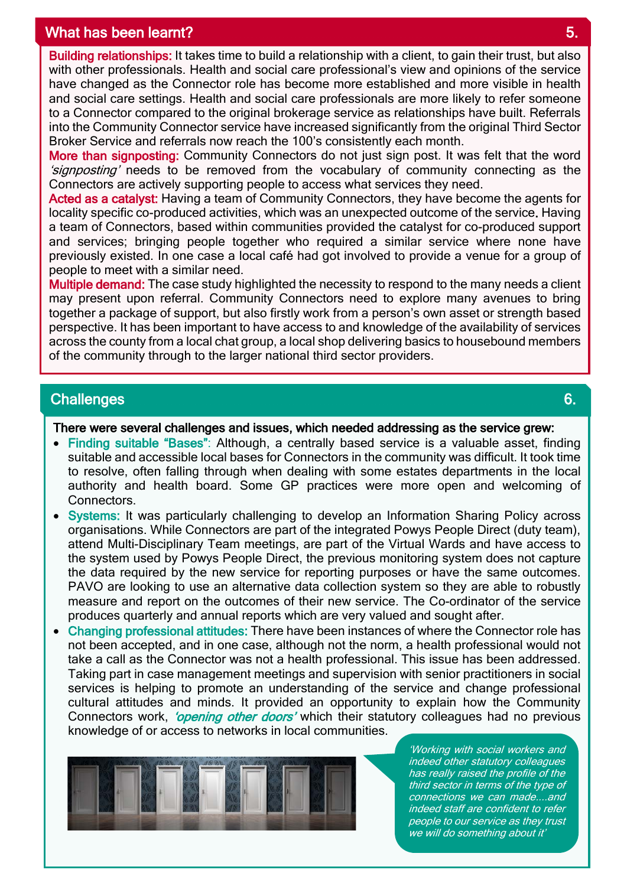## What has been learnt? 5.

**Building relationships:** It takes time to build a relationship with a client, to gain their trust, but also with other professionals. Health and social care professional's view and opinions of the service have changed as the Connector role has become more established and more visible in health and social care settings. Health and social care professionals are more likely to refer someone to a Connector compared to the original brokerage service as relationships have built. Referrals into the Community Connector service have increased significantly from the original Third Sector Broker Service and referrals now reach the 100's consistently each month.

**More than signposting:** Community Connectors do not just sign post. It was felt that the word *'signposting'* needs to be removed from the vocabulary of community connecting as the Connectors are actively supporting people to access what services they need.

**Acted as a catalyst:** Having a team of Community Connectors, they have become the agents for locality specific co-produced activities, which was an unexpected outcome of the service. Having a team of Connectors, based within communities provided the catalyst for co-produced support and services; bringing people together who required a similar service where none have previously existed. In one case a local café had got involved to provide a venue for a group of people to meet with a similar need.

**Multiple demand:** The case study highlighted the necessity to respond to the many needs a client may present upon referral. Community Connectors need to explore many avenues to bring together a package of support, but also firstly work from a person's own asset or strength based perspective. It has been important to have access to and knowledge of the availability of services across the county from a local chat group, a local shop delivering basics to housebound members of the community through to the larger national third sector providers.

## Challenges 6.

**There were several challenges and issues, which needed addressing as the service grew:**

- **Finding suitable "Bases":** Although, a centrally based service is a valuable asset, finding suitable and accessible local bases for Connectors in the community was difficult. It took time to resolve, often falling through when dealing with some estates departments in the local authority and health board. Some GP practices were more open and welcoming of Connectors.
- **Systems:** It was particularly challenging to develop an Information Sharing Policy across organisations. While Connectors are part of the integrated Powys People Direct (duty team), attend Multi-Disciplinary Team meetings, are part of the Virtual Wards and have access to the system used by Powys People Direct, the previous monitoring system does not capture the data required by the new service for reporting purposes or have the same outcomes. PAVO are looking to use an alternative data collection system so they are able to robustly measure and report on the outcomes of their new service. The Co-ordinator of the service produces quarterly and annual reports which are very valued and sought after.
- **Changing professional attitudes:** There have been instances of where the Connector role has not been accepted, and in one case, although not the norm, a health professional would not take a call as the Connector was not a health professional. This issue has been addressed. Taking part in case management meetings and supervision with senior practitioners in social services is helping to promote an understanding of the service and change professional cultural attitudes and minds. It provided an opportunity to explain how the Community Connectors work, *'opening other doors'* which their statutory colleagues had no previous knowledge of or access to networks in local communities.

*'Working with social workers and indeed other statutory colleagues has really raised the profile of the third sector in terms of the type of connections we can made....and indeed staff are confident to refer people to our service as they trust we will do something about it'*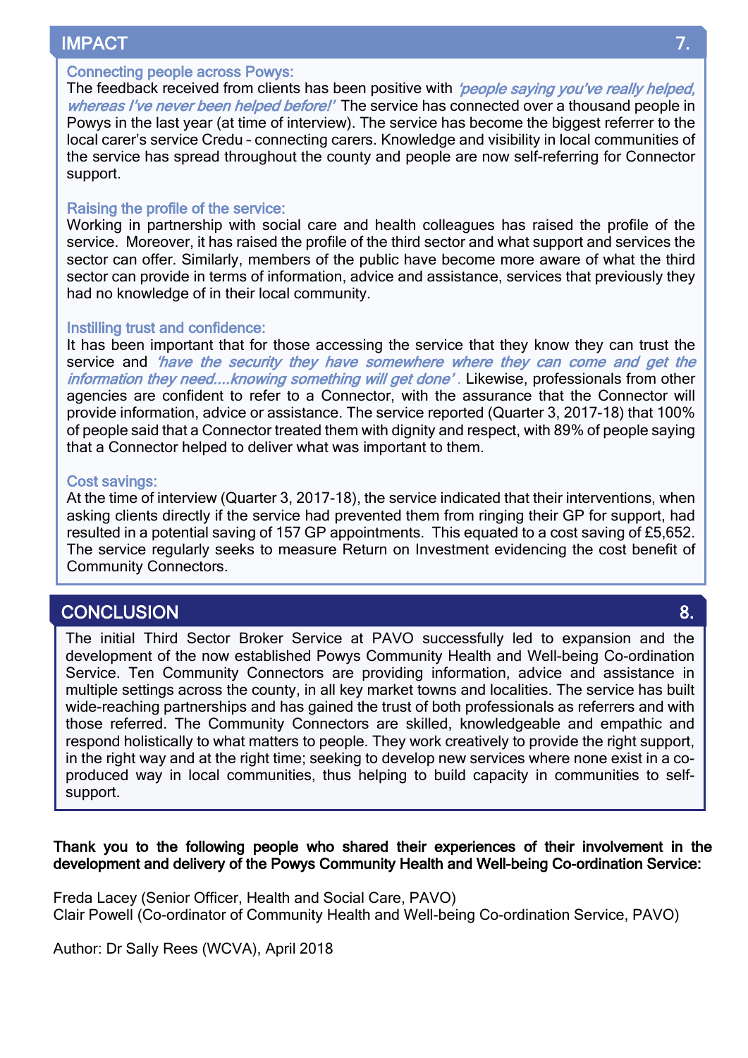## IMPACT 7.

### Connecting people across Powys:

The feedback received from clients has been positive with *'people saying you've really helped, whereas I've never been helped before!'* The service has connected over a thousand people in Powys in the last year (at time of interview). The service has become the biggest referrer to the local carer's service Credu – connecting carers. Knowledge and visibility in local communities of the service has spread throughout the county and people are now self-referring for Connector support.

### Raising the profile of the service:

Working in partnership with social care and health colleagues has raised the profile of the service. Moreover, it has raised the profile of the third sector and what support and services the sector can offer. Similarly, members of the public have become more aware of what the third sector can provide in terms of information, advice and assistance, services that previously they had no knowledge of in their local community.

### Instilling trust and confidence:

It has been important that for those accessing the service that they know they can trust the service and *'have the security they have somewhere where they can come and get the information they need....knowing something will get done'*. Likewise, professionals from other agencies are confident to refer to a Connector, with the assurance that the Connector will provide information, advice or assistance. The service reported (Quarter 3, 2017-18) that 100% of people said that a Connector treated them with dignity and respect, with 89% of people saying that a Connector helped to deliver what was important to them.

### Cost savings:

At the time of interview (Quarter 3, 2017-18), the service indicated that their interventions, when asking clients directly if the service had prevented them from ringing their GP for support, had resulted in a potential saving of 157 GP appointments. This equated to a cost saving of £5,652. The service regularly seeks to measure Return on Investment evidencing the cost benefit of Community Connectors.

## CONCLUSION 8.

The initial Third Sector Broker Service at PAVO successfully led to expansion and the development of the now established Powys Community Health and Well-being Co-ordination Service. Ten Community Connectors are providing information, advice and assistance in multiple settings across the county, in all key market towns and localities. The service has built wide-reaching partnerships and has gained the trust of both professionals as referrers and with those referred. The Community Connectors are skilled, knowledgeable and empathic and respond holistically to what matters to people. They work creatively to provide the right support, in the right way and at the right time; seeking to develop new services where none exist in a co-produced way in local communities, thus helping to build capacity in communities to self-support.

**Thank you to the following people who shared their experiences of their involvement in the development and delivery of the Powys Community Health and Well-being Co-ordination Service:**

Freda Lacey (Senior Officer, Health and Social Care, PAVO)
Clair Powell (Co-ordinator of Community Health and Well-being Co-ordination Service, PAVO)

Author: Dr Sally Rees (WCVA), April 2018